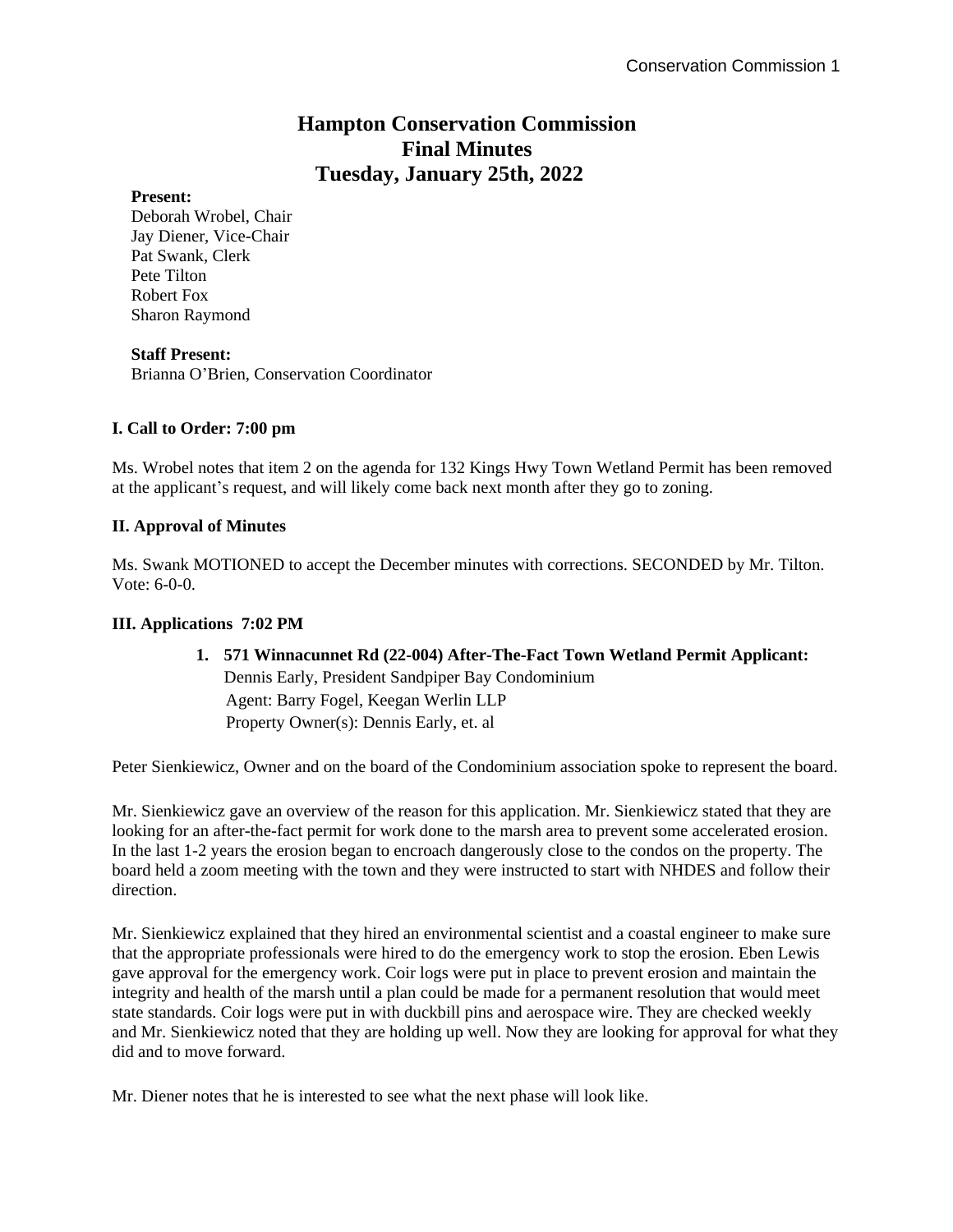# Hampton Conservation Commission
## Final Minutes
## Tuesday, January 25th, 2022

**Present:**
Deborah Wrobel, Chair
Jay Diener, Vice-Chair
Pat Swank, Clerk
Pete Tilton
Robert Fox
Sharon Raymond

**Staff Present:**
Brianna O'Brien, Conservation Coordinator

### I. Call to Order: 7:00 pm

Ms. Wrobel notes that item 2 on the agenda for 132 Kings Hwy Town Wetland Permit has been removed at the applicant's request, and will likely come back next month after they go to zoning.

### II. Approval of Minutes

Ms. Swank MOTIONED to accept the December minutes with corrections. SECONDED by Mr. Tilton. Vote: 6-0-0.

### III. Applications 7:02 PM

1. **571 Winnacunnet Rd (22-004) After-The-Fact Town Wetland Permit Applicant:**
   Dennis Early, President Sandpiper Bay Condominium
   Agent: Barry Fogel, Keegan Werlin LLP
   Property Owner(s): Dennis Early, et. al

Peter Sienkiewicz, Owner and on the board of the Condominium association spoke to represent the board.

Mr. Sienkiewicz gave an overview of the reason for this application. Mr. Sienkiewicz stated that they are looking for an after-the-fact permit for work done to the marsh area to prevent some accelerated erosion. In the last 1-2 years the erosion began to encroach dangerously close to the condos on the property. The board held a zoom meeting with the town and they were instructed to start with NHDES and follow their direction.

Mr. Sienkiewicz explained that they hired an environmental scientist and a coastal engineer to make sure that the appropriate professionals were hired to do the emergency work to stop the erosion. Eben Lewis gave approval for the emergency work. Coir logs were put in place to prevent erosion and maintain the integrity and health of the marsh until a plan could be made for a permanent resolution that would meet state standards. Coir logs were put in with duckbill pins and aerospace wire. They are checked weekly and Mr. Sienkiewicz noted that they are holding up well. Now they are looking for approval for what they did and to move forward.

Mr. Diener notes that he is interested to see what the next phase will look like.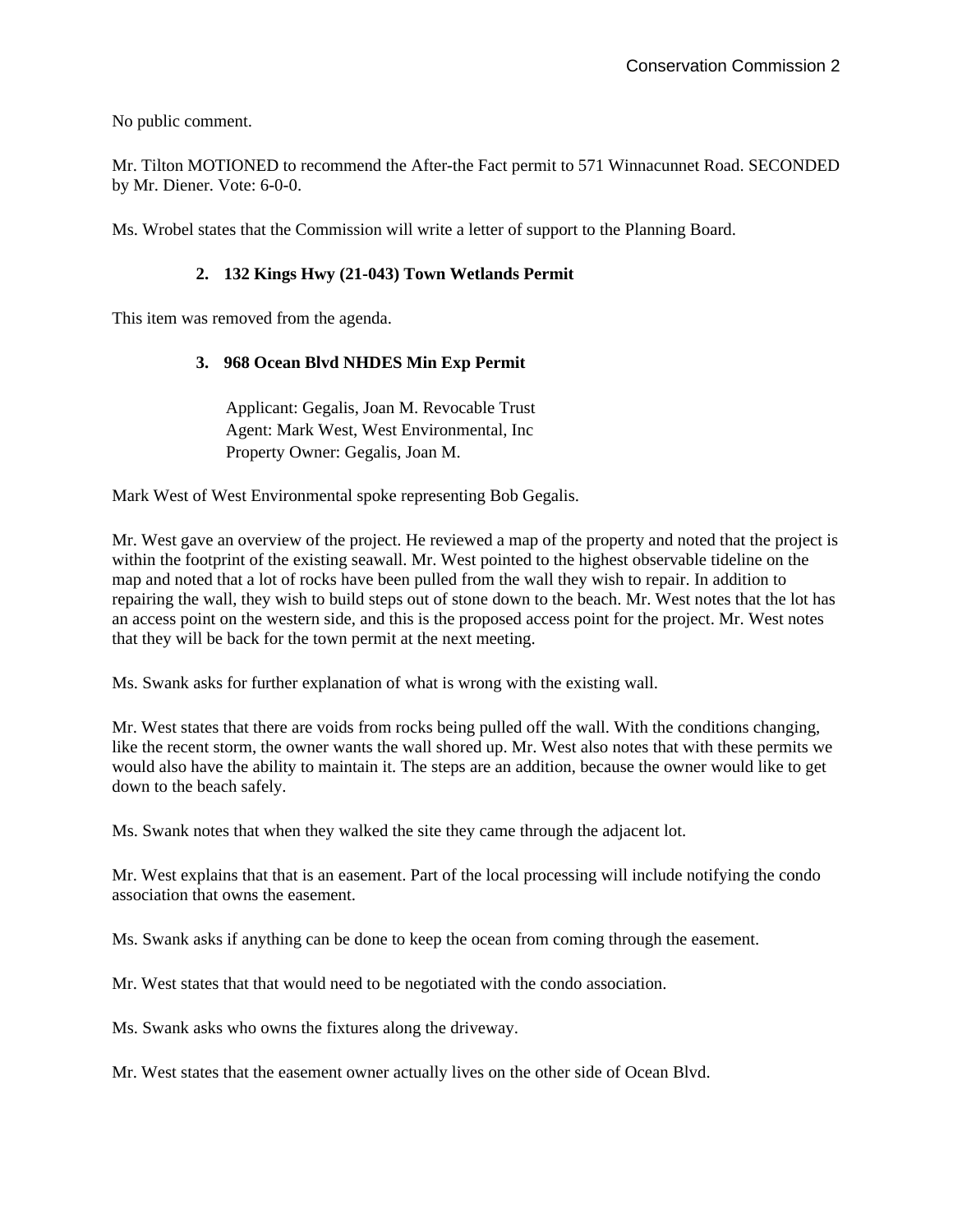No public comment.

Mr. Tilton MOTIONED to recommend the After-the Fact permit to 571 Winnacunnet Road. SECONDED by Mr. Diener. Vote: 6-0-0.

Ms. Wrobel states that the Commission will write a letter of support to the Planning Board.

**2. 132 Kings Hwy (21-043) Town Wetlands Permit**

This item was removed from the agenda.

**3. 968 Ocean Blvd NHDES Min Exp Permit**

Applicant: Gegalis, Joan M. Revocable Trust
Agent: Mark West, West Environmental, Inc
Property Owner: Gegalis, Joan M.

Mark West of West Environmental spoke representing Bob Gegalis.

Mr. West gave an overview of the project. He reviewed a map of the property and noted that the project is within the footprint of the existing seawall. Mr. West pointed to the highest observable tideline on the map and noted that a lot of rocks have been pulled from the wall they wish to repair. In addition to repairing the wall, they wish to build steps out of stone down to the beach. Mr. West notes that the lot has an access point on the western side, and this is the proposed access point for the project. Mr. West notes that they will be back for the town permit at the next meeting.

Ms. Swank asks for further explanation of what is wrong with the existing wall.

Mr. West states that there are voids from rocks being pulled off the wall. With the conditions changing, like the recent storm, the owner wants the wall shored up. Mr. West also notes that with these permits we would also have the ability to maintain it. The steps are an addition, because the owner would like to get down to the beach safely.

Ms. Swank notes that when they walked the site they came through the adjacent lot.

Mr. West explains that that is an easement. Part of the local processing will include notifying the condo association that owns the easement.

Ms. Swank asks if anything can be done to keep the ocean from coming through the easement.

Mr. West states that that would need to be negotiated with the condo association.

Ms. Swank asks who owns the fixtures along the driveway.

Mr. West states that the easement owner actually lives on the other side of Ocean Blvd.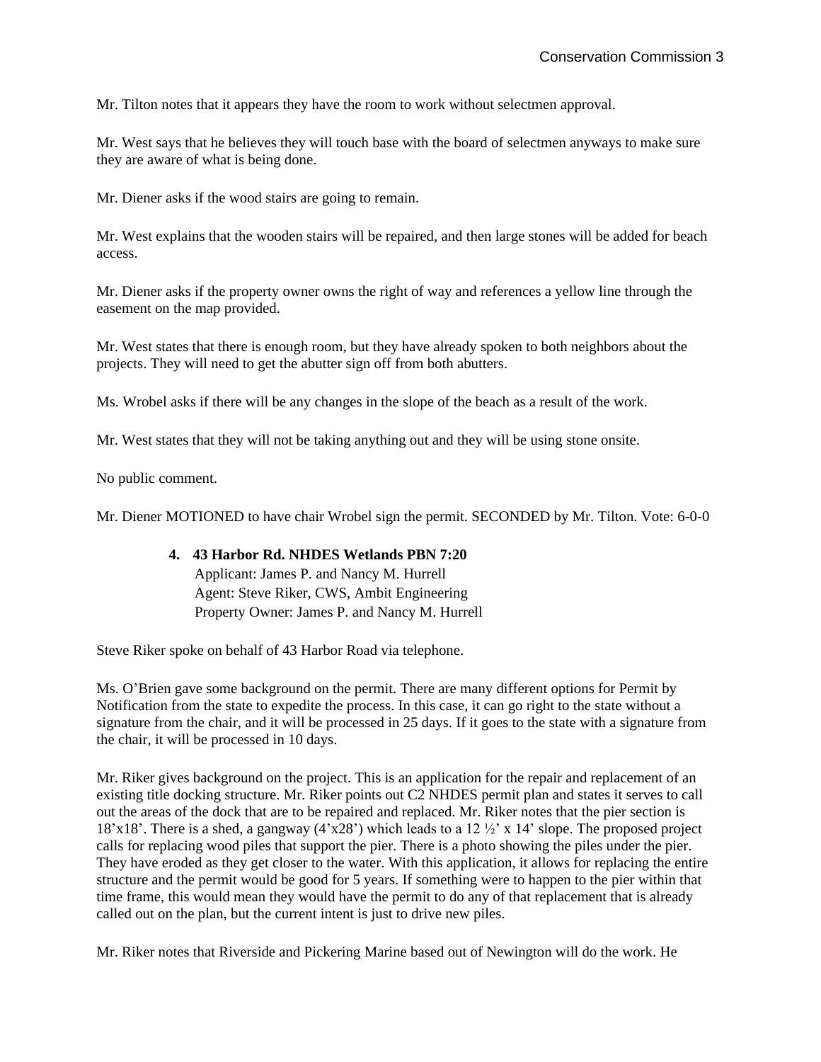Mr. Tilton notes that it appears they have the room to work without selectmen approval.

Mr. West says that he believes they will touch base with the board of selectmen anyways to make sure they are aware of what is being done.

Mr. Diener asks if the wood stairs are going to remain.

Mr. West explains that the wooden stairs will be repaired, and then large stones will be added for beach access.

Mr. Diener asks if the property owner owns the right of way and references a yellow line through the easement on the map provided.

Mr. West states that there is enough room, but they have already spoken to both neighbors about the projects. They will need to get the abutter sign off from both abutters.

Ms. Wrobel asks if there will be any changes in the slope of the beach as a result of the work.

Mr. West states that they will not be taking anything out and they will be using stone onsite.

No public comment.

Mr. Diener MOTIONED to have chair Wrobel sign the permit. SECONDED by Mr. Tilton. Vote: 6-0-0

**4. 43 Harbor Rd. NHDES Wetlands PBN 7:20**
Applicant: James P. and Nancy M. Hurrell
Agent: Steve Riker, CWS, Ambit Engineering
Property Owner: James P. and Nancy M. Hurrell

Steve Riker spoke on behalf of 43 Harbor Road via telephone.

Ms. O'Brien gave some background on the permit. There are many different options for Permit by Notification from the state to expedite the process. In this case, it can go right to the state without a signature from the chair, and it will be processed in 25 days. If it goes to the state with a signature from the chair, it will be processed in 10 days.

Mr. Riker gives background on the project. This is an application for the repair and replacement of an existing title docking structure. Mr. Riker points out C2 NHDES permit plan and states it serves to call out the areas of the dock that are to be repaired and replaced. Mr. Riker notes that the pier section is 18'x18'. There is a shed, a gangway (4'x28') which leads to a 12 ½' x 14' slope. The proposed project calls for replacing wood piles that support the pier. There is a photo showing the piles under the pier. They have eroded as they get closer to the water. With this application, it allows for replacing the entire structure and the permit would be good for 5 years. If something were to happen to the pier within that time frame, this would mean they would have the permit to do any of that replacement that is already called out on the plan, but the current intent is just to drive new piles.

Mr. Riker notes that Riverside and Pickering Marine based out of Newington will do the work. He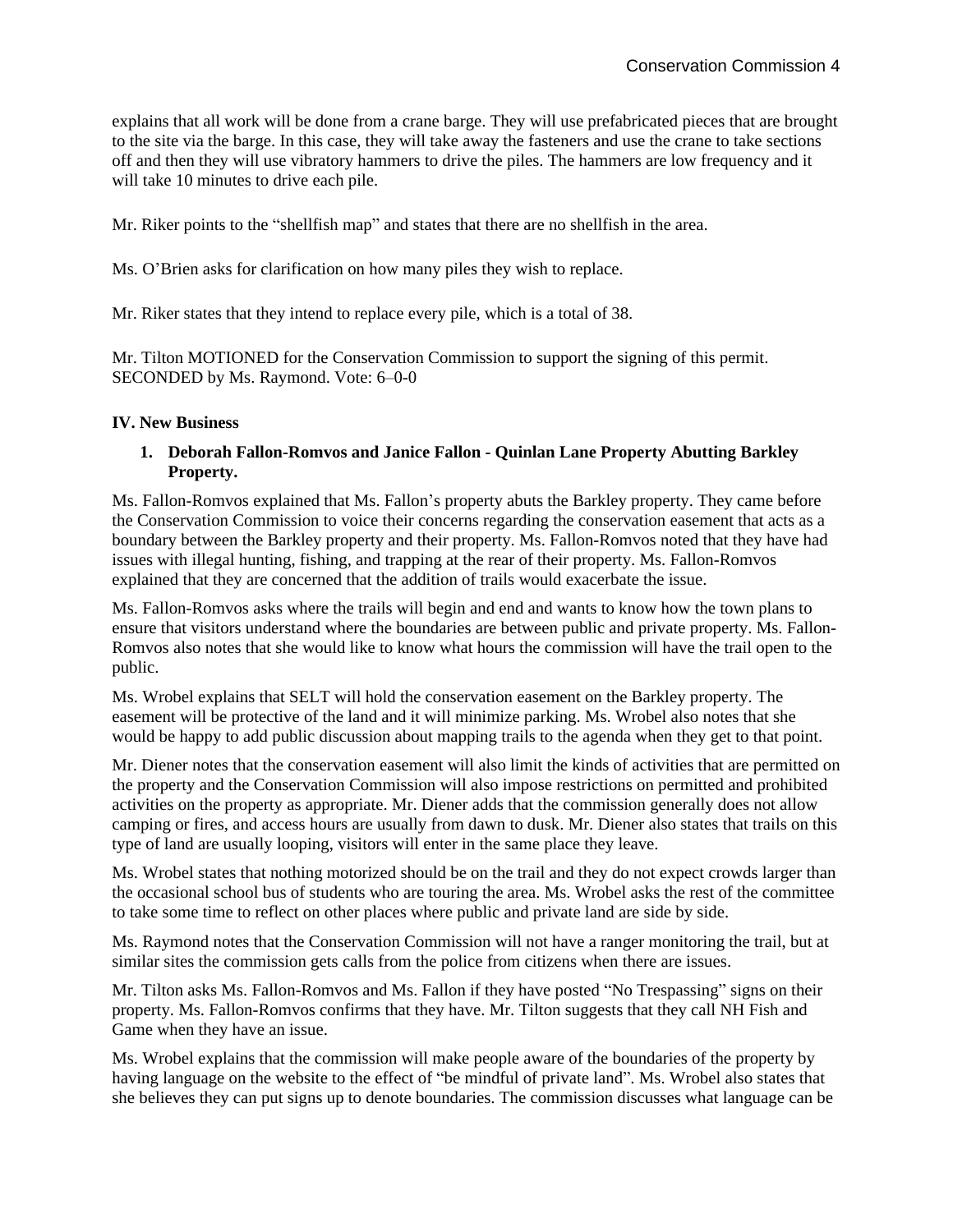explains that all work will be done from a crane barge. They will use prefabricated pieces that are brought to the site via the barge. In this case, they will take away the fasteners and use the crane to take sections off and then they will use vibratory hammers to drive the piles. The hammers are low frequency and it will take 10 minutes to drive each pile.

Mr. Riker points to the "shellfish map" and states that there are no shellfish in the area.

Ms. O'Brien asks for clarification on how many piles they wish to replace.

Mr. Riker states that they intend to replace every pile, which is a total of 38.

Mr. Tilton MOTIONED for the Conservation Commission to support the signing of this permit. SECONDED by Ms. Raymond. Vote: 6–0-0

**IV. New Business**

1. **Deborah Fallon-Romvos and Janice Fallon - Quinlan Lane Property Abutting Barkley Property.**

Ms. Fallon-Romvos explained that Ms. Fallon's property abuts the Barkley property. They came before the Conservation Commission to voice their concerns regarding the conservation easement that acts as a boundary between the Barkley property and their property. Ms. Fallon-Romvos noted that they have had issues with illegal hunting, fishing, and trapping at the rear of their property. Ms. Fallon-Romvos explained that they are concerned that the addition of trails would exacerbate the issue.

Ms. Fallon-Romvos asks where the trails will begin and end and wants to know how the town plans to ensure that visitors understand where the boundaries are between public and private property. Ms. Fallon-Romvos also notes that she would like to know what hours the commission will have the trail open to the public.

Ms. Wrobel explains that SELT will hold the conservation easement on the Barkley property. The easement will be protective of the land and it will minimize parking. Ms. Wrobel also notes that she would be happy to add public discussion about mapping trails to the agenda when they get to that point.

Mr. Diener notes that the conservation easement will also limit the kinds of activities that are permitted on the property and the Conservation Commission will also impose restrictions on permitted and prohibited activities on the property as appropriate. Mr. Diener adds that the commission generally does not allow camping or fires, and access hours are usually from dawn to dusk. Mr. Diener also states that trails on this type of land are usually looping, visitors will enter in the same place they leave.

Ms. Wrobel states that nothing motorized should be on the trail and they do not expect crowds larger than the occasional school bus of students who are touring the area. Ms. Wrobel asks the rest of the committee to take some time to reflect on other places where public and private land are side by side.

Ms. Raymond notes that the Conservation Commission will not have a ranger monitoring the trail, but at similar sites the commission gets calls from the police from citizens when there are issues.

Mr. Tilton asks Ms. Fallon-Romvos and Ms. Fallon if they have posted "No Trespassing" signs on their property. Ms. Fallon-Romvos confirms that they have. Mr. Tilton suggests that they call NH Fish and Game when they have an issue.

Ms. Wrobel explains that the commission will make people aware of the boundaries of the property by having language on the website to the effect of "be mindful of private land". Ms. Wrobel also states that she believes they can put signs up to denote boundaries. The commission discusses what language can be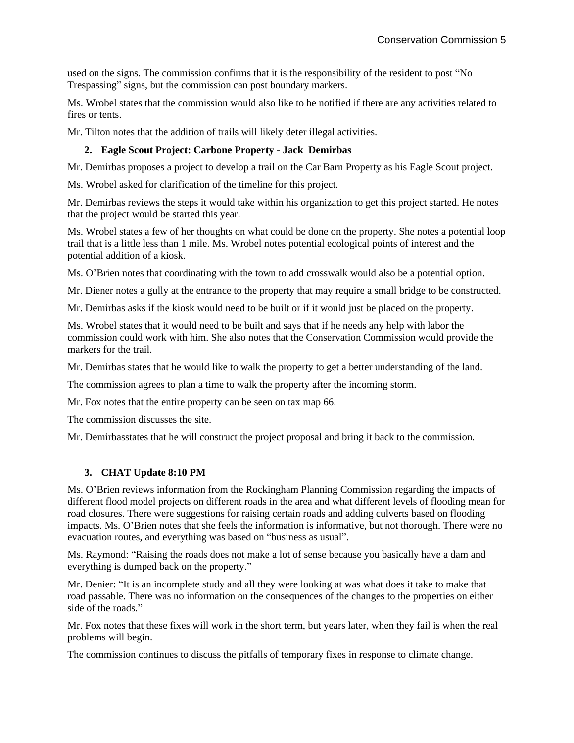used on the signs. The commission confirms that it is the responsibility of the resident to post "No Trespassing" signs, but the commission can post boundary markers.

Ms. Wrobel states that the commission would also like to be notified if there are any activities related to fires or tents.

Mr. Tilton notes that the addition of trails will likely deter illegal activities.

**2. Eagle Scout Project: Carbone Property - Jack Demirbas**

Mr. Demirbas proposes a project to develop a trail on the Car Barn Property as his Eagle Scout project.

Ms. Wrobel asked for clarification of the timeline for this project.

Mr. Demirbas reviews the steps it would take within his organization to get this project started. He notes that the project would be started this year.

Ms. Wrobel states a few of her thoughts on what could be done on the property. She notes a potential loop trail that is a little less than 1 mile. Ms. Wrobel notes potential ecological points of interest and the potential addition of a kiosk.

Ms. O'Brien notes that coordinating with the town to add crosswalk would also be a potential option.

Mr. Diener notes a gully at the entrance to the property that may require a small bridge to be constructed.

Mr. Demirbas asks if the kiosk would need to be built or if it would just be placed on the property.

Ms. Wrobel states that it would need to be built and says that if he needs any help with labor the commission could work with him. She also notes that the Conservation Commission would provide the markers for the trail.

Mr. Demirbas states that he would like to walk the property to get a better understanding of the land.

The commission agrees to plan a time to walk the property after the incoming storm.

Mr. Fox notes that the entire property can be seen on tax map 66.

The commission discusses the site.

Mr. Demirbasstates that he will construct the project proposal and bring it back to the commission.

**3. CHAT Update 8:10 PM**

Ms. O'Brien reviews information from the Rockingham Planning Commission regarding the impacts of different flood model projects on different roads in the area and what different levels of flooding mean for road closures. There were suggestions for raising certain roads and adding culverts based on flooding impacts. Ms. O'Brien notes that she feels the information is informative, but not thorough. There were no evacuation routes, and everything was based on "business as usual".

Ms. Raymond: "Raising the roads does not make a lot of sense because you basically have a dam and everything is dumped back on the property."

Mr. Denier: "It is an incomplete study and all they were looking at was what does it take to make that road passable. There was no information on the consequences of the changes to the properties on either side of the roads."

Mr. Fox notes that these fixes will work in the short term, but years later, when they fail is when the real problems will begin.

The commission continues to discuss the pitfalls of temporary fixes in response to climate change.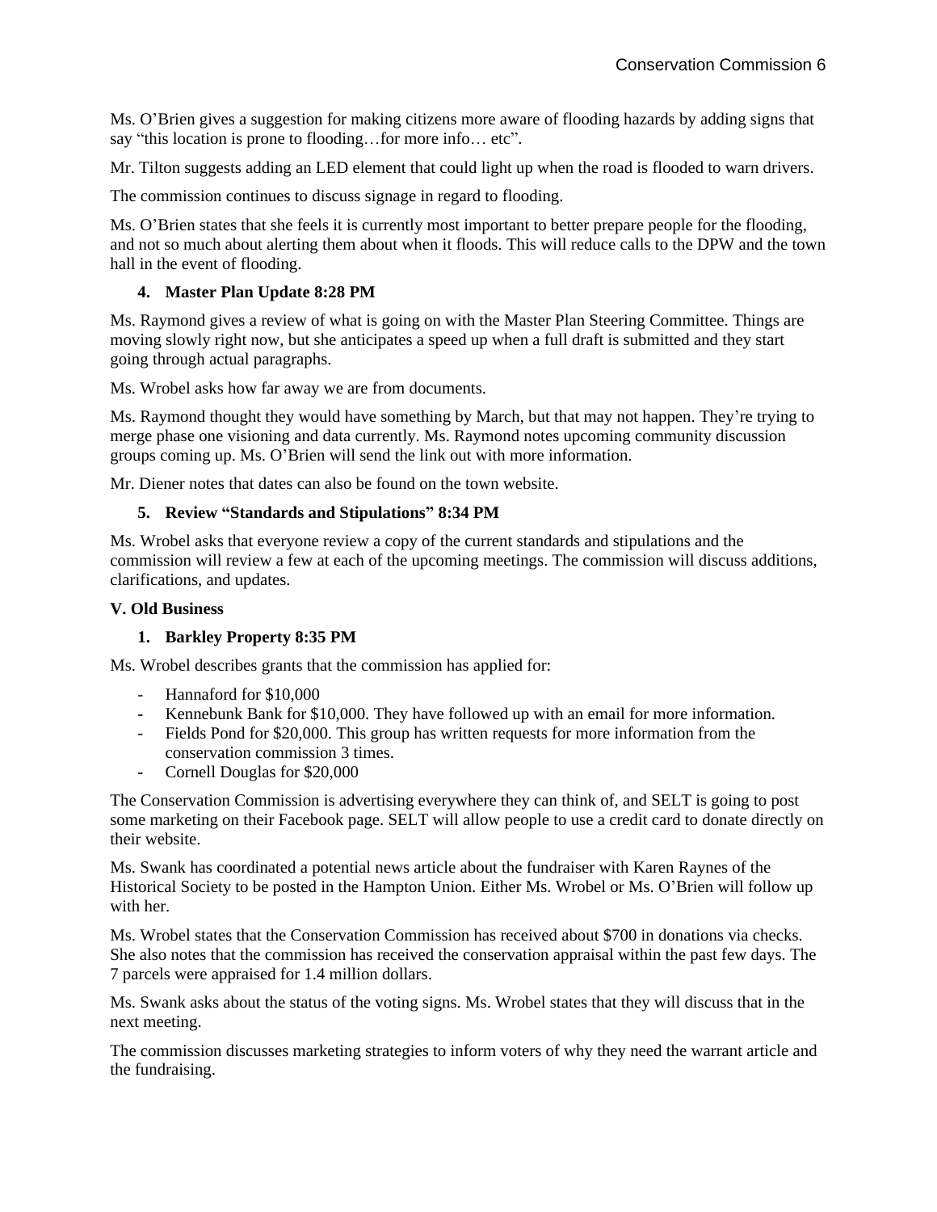Ms. O'Brien gives a suggestion for making citizens more aware of flooding hazards by adding signs that say "this location is prone to flooding…for more info… etc".

Mr. Tilton suggests adding an LED element that could light up when the road is flooded to warn drivers.

The commission continues to discuss signage in regard to flooding.

Ms. O'Brien states that she feels it is currently most important to better prepare people for the flooding, and not so much about alerting them about when it floods. This will reduce calls to the DPW and the town hall in the event of flooding.

**4. Master Plan Update 8:28 PM**

Ms. Raymond gives a review of what is going on with the Master Plan Steering Committee. Things are moving slowly right now, but she anticipates a speed up when a full draft is submitted and they start going through actual paragraphs.

Ms. Wrobel asks how far away we are from documents.

Ms. Raymond thought they would have something by March, but that may not happen. They're trying to merge phase one visioning and data currently. Ms. Raymond notes upcoming community discussion groups coming up. Ms. O'Brien will send the link out with more information.

Mr. Diener notes that dates can also be found on the town website.

**5. Review "Standards and Stipulations" 8:34 PM**

Ms. Wrobel asks that everyone review a copy of the current standards and stipulations and the commission will review a few at each of the upcoming meetings. The commission will discuss additions, clarifications, and updates.

**V. Old Business**

**1. Barkley Property 8:35 PM**

Ms. Wrobel describes grants that the commission has applied for:

- Hannaford for $10,000
- Kennebunk Bank for $10,000. They have followed up with an email for more information.
- Fields Pond for $20,000. This group has written requests for more information from the conservation commission 3 times.
- Cornell Douglas for $20,000

The Conservation Commission is advertising everywhere they can think of, and SELT is going to post some marketing on their Facebook page. SELT will allow people to use a credit card to donate directly on their website.

Ms. Swank has coordinated a potential news article about the fundraiser with Karen Raynes of the Historical Society to be posted in the Hampton Union. Either Ms. Wrobel or Ms. O'Brien will follow up with her.

Ms. Wrobel states that the Conservation Commission has received about $700 in donations via checks. She also notes that the commission has received the conservation appraisal within the past few days. The 7 parcels were appraised for 1.4 million dollars.

Ms. Swank asks about the status of the voting signs. Ms. Wrobel states that they will discuss that in the next meeting.

The commission discusses marketing strategies to inform voters of why they need the warrant article and the fundraising.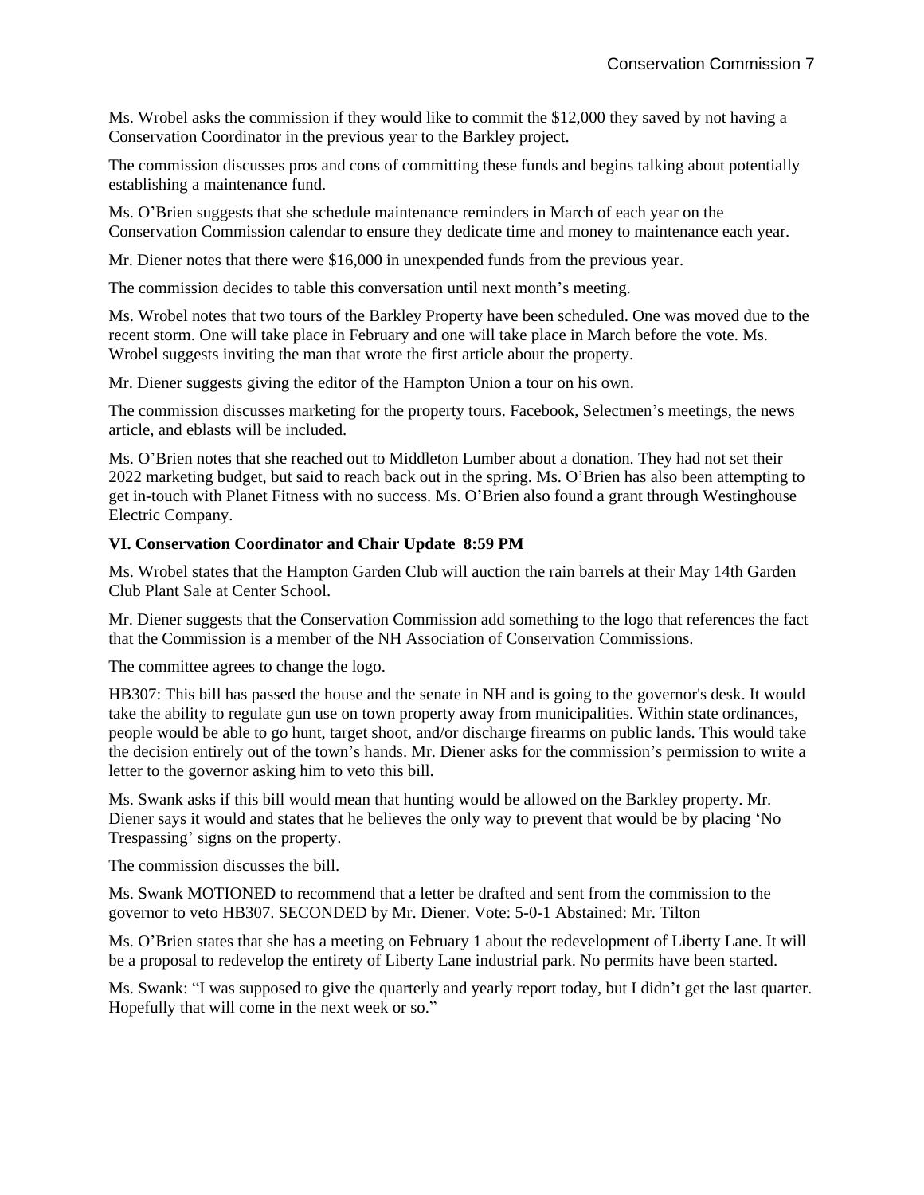Ms. Wrobel asks the commission if they would like to commit the $12,000 they saved by not having a Conservation Coordinator in the previous year to the Barkley project.

The commission discusses pros and cons of committing these funds and begins talking about potentially establishing a maintenance fund.

Ms. O'Brien suggests that she schedule maintenance reminders in March of each year on the Conservation Commission calendar to ensure they dedicate time and money to maintenance each year.

Mr. Diener notes that there were $16,000 in unexpended funds from the previous year.

The commission decides to table this conversation until next month's meeting.

Ms. Wrobel notes that two tours of the Barkley Property have been scheduled. One was moved due to the recent storm. One will take place in February and one will take place in March before the vote. Ms. Wrobel suggests inviting the man that wrote the first article about the property.

Mr. Diener suggests giving the editor of the Hampton Union a tour on his own.

The commission discusses marketing for the property tours. Facebook, Selectmen's meetings, the news article, and eblasts will be included.

Ms. O'Brien notes that she reached out to Middleton Lumber about a donation. They had not set their 2022 marketing budget, but said to reach back out in the spring. Ms. O'Brien has also been attempting to get in-touch with Planet Fitness with no success. Ms. O'Brien also found a grant through Westinghouse Electric Company.

**VI. Conservation Coordinator and Chair Update 8:59 PM**

Ms. Wrobel states that the Hampton Garden Club will auction the rain barrels at their May 14th Garden Club Plant Sale at Center School.

Mr. Diener suggests that the Conservation Commission add something to the logo that references the fact that the Commission is a member of the NH Association of Conservation Commissions.

The committee agrees to change the logo.

HB307: This bill has passed the house and the senate in NH and is going to the governor's desk. It would take the ability to regulate gun use on town property away from municipalities. Within state ordinances, people would be able to go hunt, target shoot, and/or discharge firearms on public lands. This would take the decision entirely out of the town's hands. Mr. Diener asks for the commission's permission to write a letter to the governor asking him to veto this bill.

Ms. Swank asks if this bill would mean that hunting would be allowed on the Barkley property. Mr. Diener says it would and states that he believes the only way to prevent that would be by placing 'No Trespassing' signs on the property.

The commission discusses the bill.

Ms. Swank MOTIONED to recommend that a letter be drafted and sent from the commission to the governor to veto HB307. SECONDED by Mr. Diener. Vote: 5-0-1 Abstained: Mr. Tilton

Ms. O'Brien states that she has a meeting on February 1 about the redevelopment of Liberty Lane. It will be a proposal to redevelop the entirety of Liberty Lane industrial park. No permits have been started.

Ms. Swank: "I was supposed to give the quarterly and yearly report today, but I didn't get the last quarter. Hopefully that will come in the next week or so."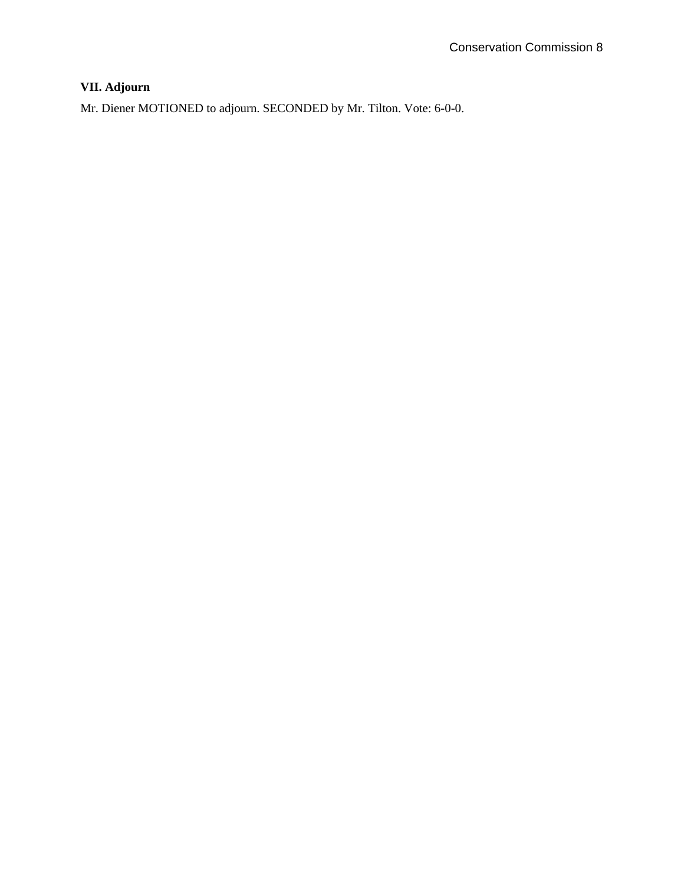**VII. Adjourn**

Mr. Diener MOTIONED to adjourn. SECONDED by Mr. Tilton. Vote: 6-0-0.